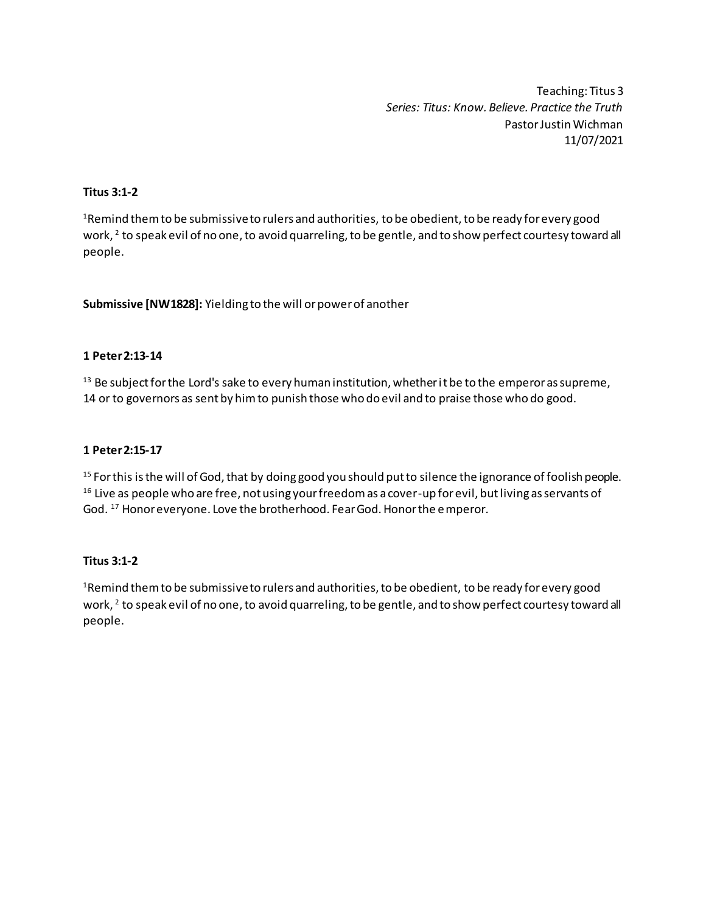Teaching: Titus 3
*Series: Titus: Know. Believe. Practice the Truth*
Pastor Justin Wichman
11/07/2021

**Titus 3:1-2**

[1]Remind them to be submissive to rulers and authorities, to be obedient, to be ready for every good work, [2] to speak evil of no one, to avoid quarreling, to be gentle, and to show perfect courtesy toward all people.

**Submissive [NW1828]:** Yielding to the will or power of another

**1 Peter 2:13-14**

[13] Be subject for the Lord's sake to every human institution, whether it be to the emperor as supreme, 14 or to governors as sent by him to punish those who do evil and to praise those who do good.

**1 Peter 2:15-17**

[15] For this is the will of God, that by doing good you should put to silence the ignorance of foolish people. [16] Live as people who are free, not using your freedom as a cover-up for evil, but living as servants of God. [17] Honor everyone. Love the brotherhood. Fear God. Honor the emperor.

**Titus 3:1-2**

[1]Remind them to be submissive to rulers and authorities, to be obedient, to be ready for every good work, [2] to speak evil of no one, to avoid quarreling, to be gentle, and to show perfect courtesy toward all people.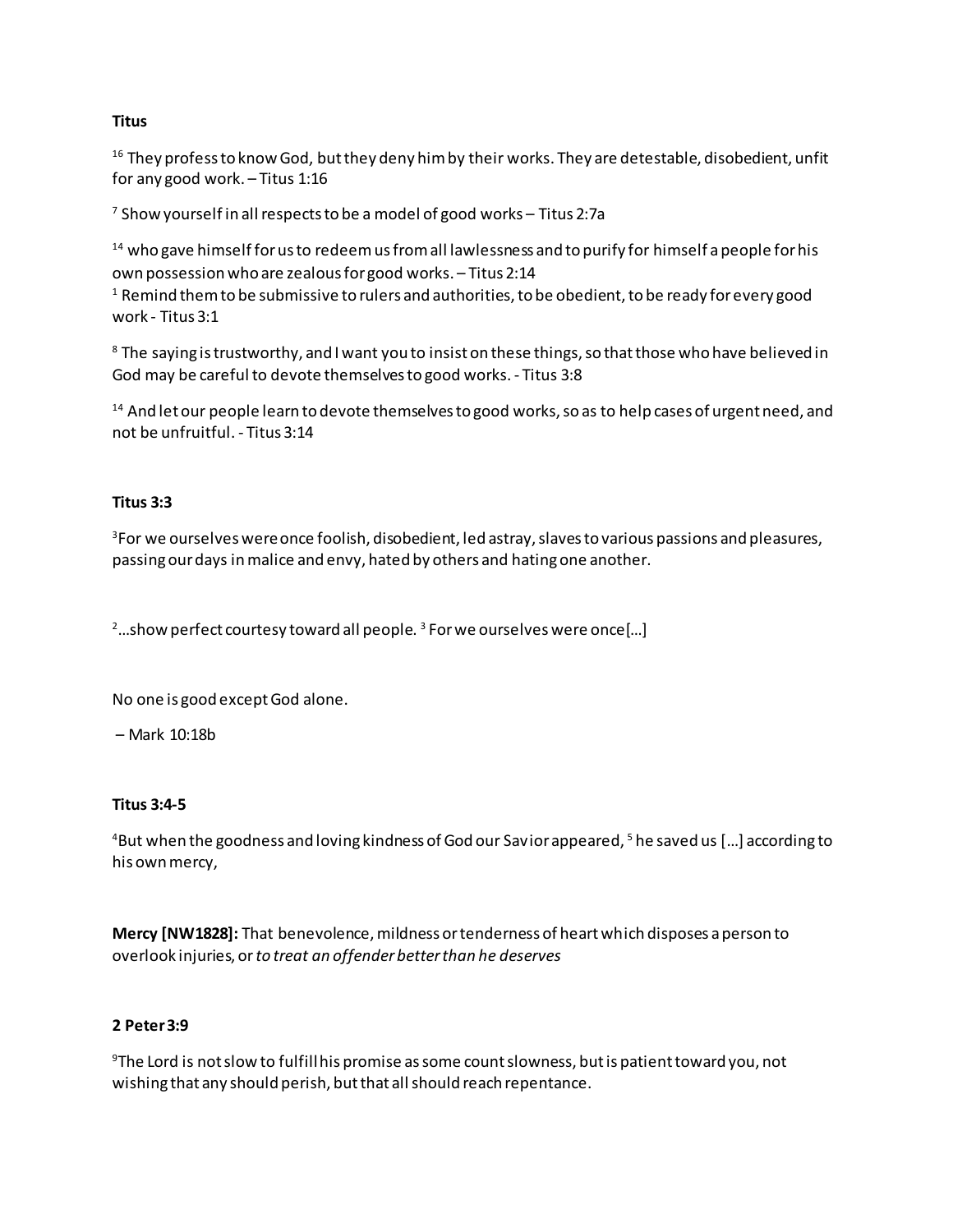**Titus**

[16] They profess to know God, but they deny him by their works. They are detestable, disobedient, unfit for any good work. – Titus 1:16

[7] Show yourself in all respects to be a model of good works – Titus 2:7a

[14] who gave himself for us to redeem us from all lawlessness and to purify for himself a people for his own possession who are zealous for good works. – Titus 2:14
[1] Remind them to be submissive to rulers and authorities, to be obedient, to be ready for every good work - Titus 3:1

[8] The saying is trustworthy, and I want you to insist on these things, so that those who have believed in God may be careful to devote themselves to good works. - Titus 3:8

[14] And let our people learn to devote themselves to good works, so as to help cases of urgent need, and not be unfruitful. - Titus 3:14

**Titus 3:3**

[3]For we ourselves were once foolish, disobedient, led astray, slaves to various passions and pleasures, passing our days in malice and envy, hated by others and hating one another.

[2]…show perfect courtesy toward all people. [3] For we ourselves were once[…]

No one is good except God alone.

– Mark 10:18b

**Titus 3:4-5**

[4]But when the goodness and loving kindness of God our Savior appeared, [5] he saved us […] according to his own mercy,

**Mercy [NW1828]:** That benevolence, mildness or tenderness of heart which disposes a person to overlook injuries, or *to treat an offender better than he deserves*

**2 Peter 3:9**

[9]The Lord is not slow to fulfill his promise as some count slowness, but is patient toward you, not wishing that any should perish, but that all should reach repentance.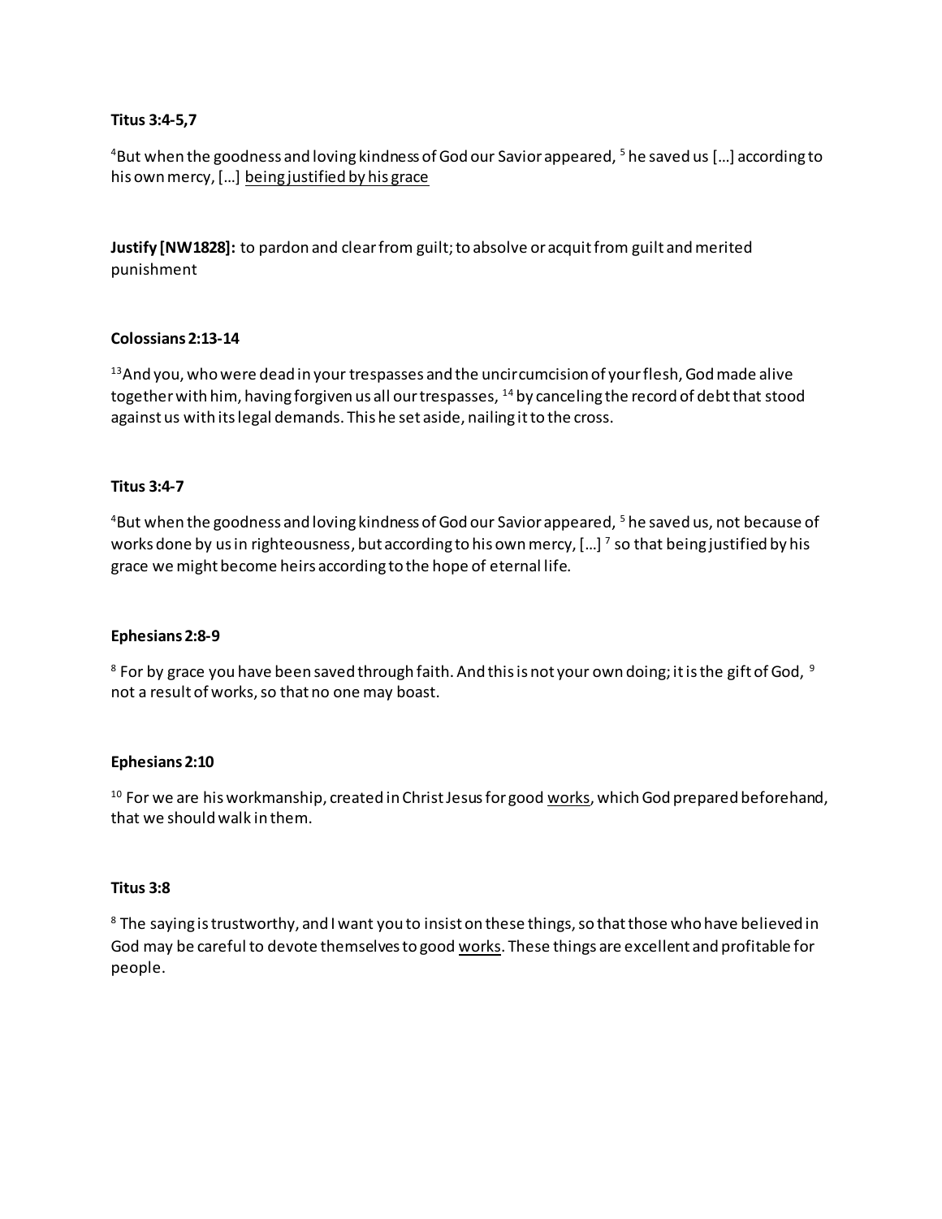**Titus 3:4-5,7**

[4]But when the goodness and loving kindness of God our Savior appeared, [5] he saved us […] according to his own mercy, […] <u>being justified by his grace</u>

**Justify [NW1828]:** to pardon and clear from guilt; to absolve or acquit from guilt and merited punishment

**Colossians 2:13-14**

[13]And you, who were dead in your trespasses and the uncircumcision of your flesh, God made alive together with him, having forgiven us all our trespasses, [14] by canceling the record of debt that stood against us with its legal demands. This he set aside, nailing it to the cross.

**Titus 3:4-7**

[4]But when the goodness and loving kindness of God our Savior appeared, [5] he saved us, not because of works done by us in righteousness, but according to his own mercy, […] [7] so that being justified by his grace we might become heirs according to the hope of eternal life.

**Ephesians 2:8-9**

[8] For by grace you have been saved through faith. And this is not your own doing; it is the gift of God, [9] not a result of works, so that no one may boast.

**Ephesians 2:10**

[10] For we are his workmanship, created in Christ Jesus for good <u>works</u>, which God prepared beforehand, that we should walk in them.

**Titus 3:8**

[8] The saying is trustworthy, and I want you to insist on these things, so that those who have believed in God may be careful to devote themselves to good <u>works</u>. These things are excellent and profitable for people.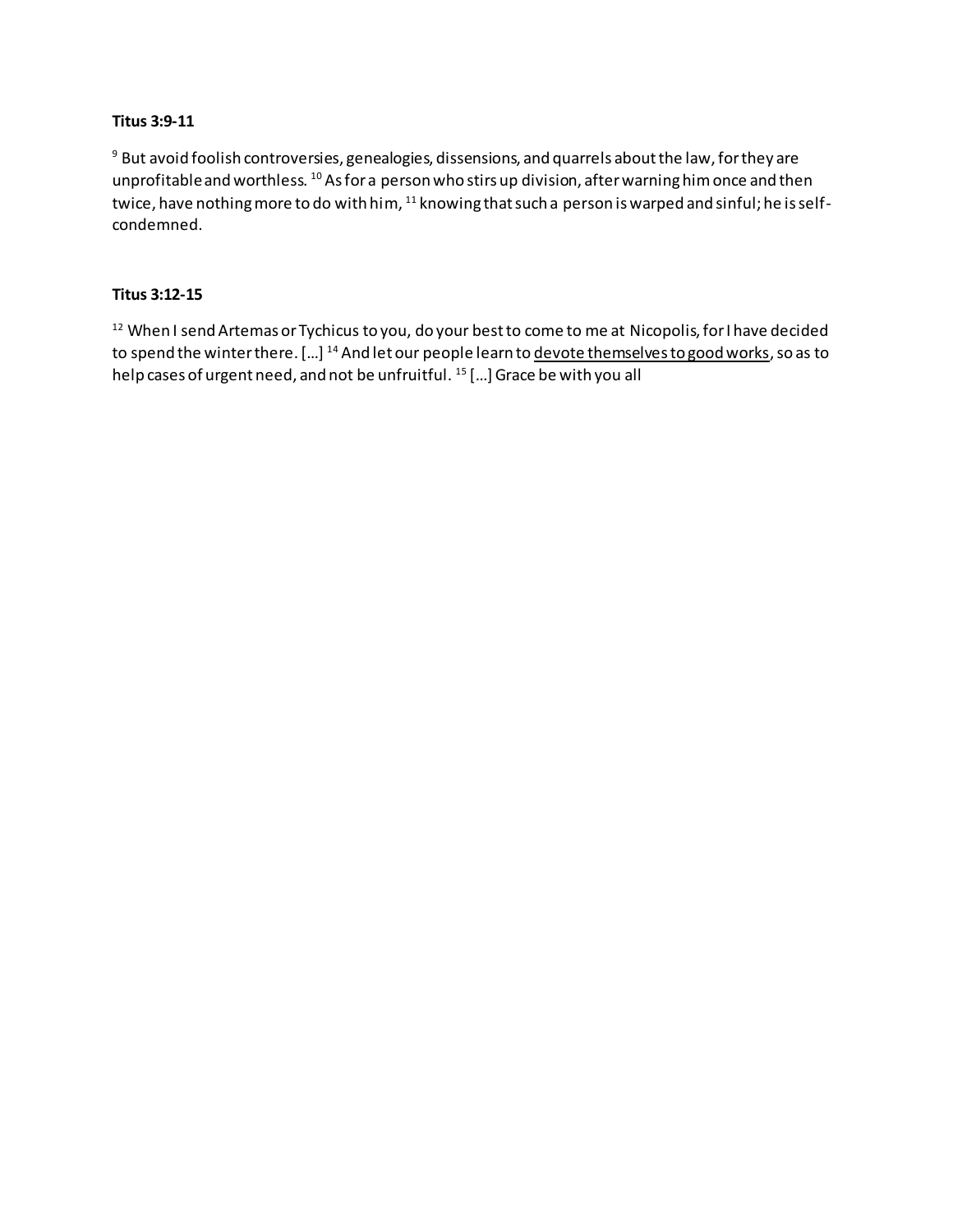**Titus 3:9-11**

[9] But avoid foolish controversies, genealogies, dissensions, and quarrels about the law, for they are unprofitable and worthless. [10] As for a person who stirs up division, after warning him once and then twice, have nothing more to do with him, [11] knowing that such a person is warped and sinful; he is self-condemned.

**Titus 3:12-15**

[12] When I send Artemas or Tychicus to you, do your best to come to me at Nicopolis, for I have decided to spend the winter there. […] [14] And let our people learn to <u>devote themselves to good works</u>, so as to help cases of urgent need, and not be unfruitful. [15] […] Grace be with you all